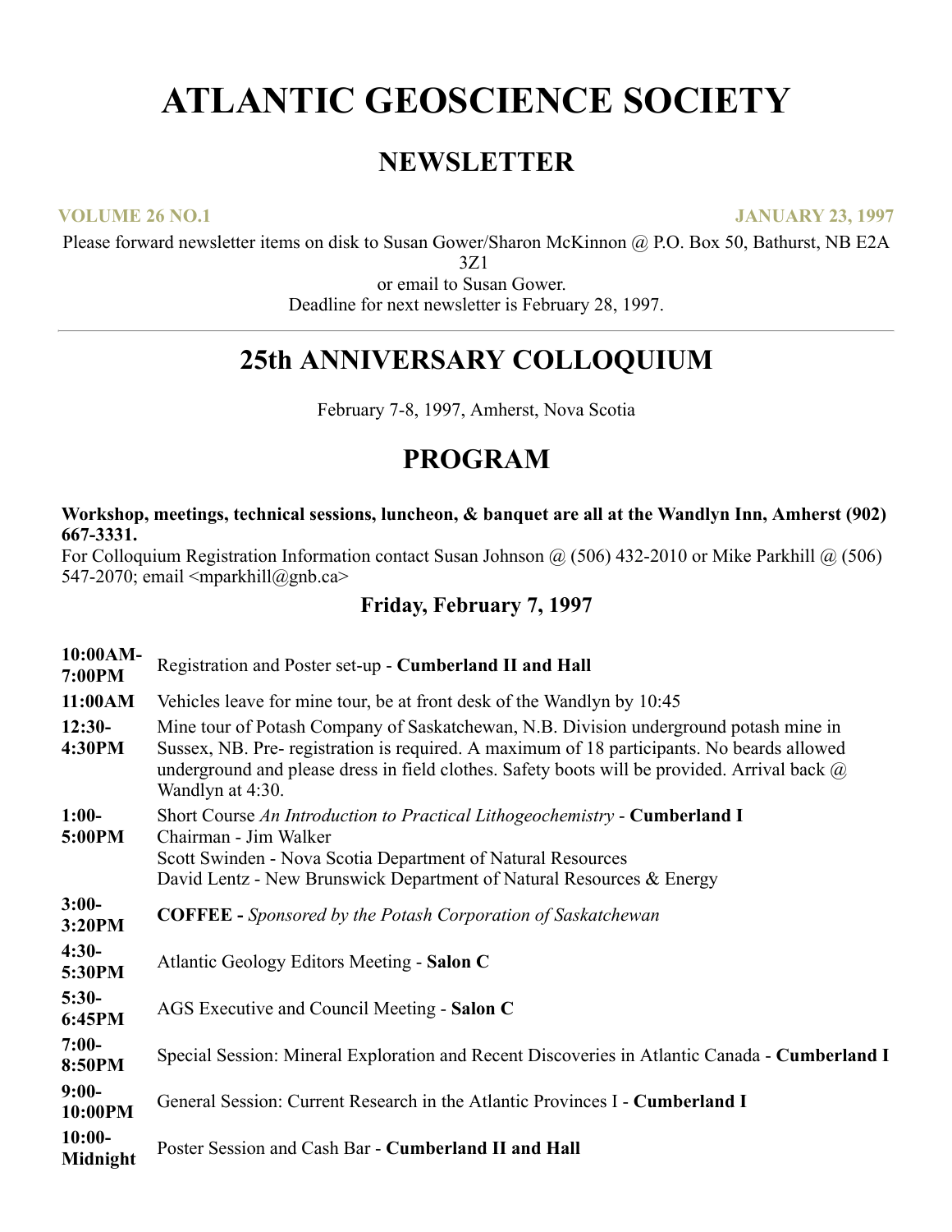# ATLANTIC GEOSCIENCE SOCIETY

## NEWSLETTER

**VOLUME 26 NO.1** **JANUARY 23, 1997**

Please forward newsletter items on disk to Susan Gower/Sharon McKinnon @ P.O. Box 50, Bathurst, NB E2A 3Z1
or email to Susan Gower.
Deadline for next newsletter is February 28, 1997.

---

## 25th ANNIVERSARY COLLOQUIUM

February 7-8, 1997, Amherst, Nova Scotia

## PROGRAM

**Workshop, meetings, technical sessions, luncheon, & banquet are all at the Wandlyn Inn, Amherst (902) 667-3331.**
For Colloquium Registration Information contact Susan Johnson @ (506) 432-2010 or Mike Parkhill @ (506) 547-2070; email <mparkhill@gnb.ca>

### Friday, February 7, 1997

| | |
|---|---|
| **10:00AM-7:00PM** | Registration and Poster set-up - **Cumberland II and Hall** |
| **11:00AM** | Vehicles leave for mine tour, be at front desk of the Wandlyn by 10:45 |
| **12:30-4:30PM** | Mine tour of Potash Company of Saskatchewan, N.B. Division underground potash mine in Sussex, NB. Pre- registration is required. A maximum of 18 participants. No beards allowed underground and please dress in field clothes. Safety boots will be provided. Arrival back @ Wandlyn at 4:30. |
| **1:00-5:00PM** | Short Course *An Introduction to Practical Lithogeochemistry* - **Cumberland I**<br>Chairman - Jim Walker<br>Scott Swinden - Nova Scotia Department of Natural Resources<br>David Lentz - New Brunswick Department of Natural Resources & Energy |
| **3:00-3:20PM** | **COFFEE -** *Sponsored by the Potash Corporation of Saskatchewan* |
| **4:30-5:30PM** | Atlantic Geology Editors Meeting - **Salon C** |
| **5:30-6:45PM** | AGS Executive and Council Meeting - **Salon C** |
| **7:00-8:50PM** | Special Session: Mineral Exploration and Recent Discoveries in Atlantic Canada - **Cumberland I** |
| **9:00-10:00PM** | General Session: Current Research in the Atlantic Provinces I - **Cumberland I** |
| **10:00-Midnight** | Poster Session and Cash Bar - **Cumberland II and Hall** |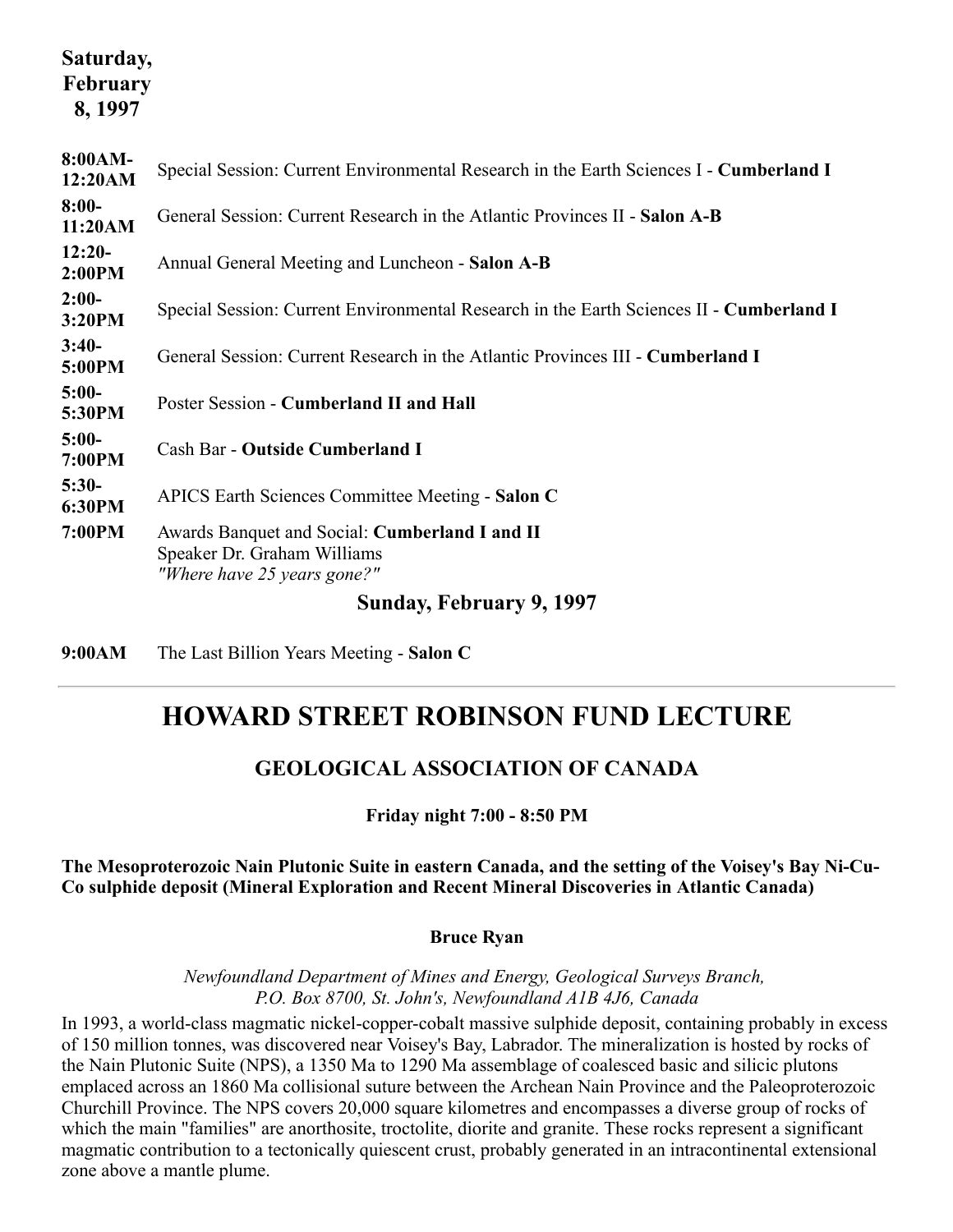**Saturday, February 8, 1997**

| | |
|---|---|
| **8:00AM-12:20AM** | Special Session: Current Environmental Research in the Earth Sciences I - **Cumberland I** |
| **8:00-11:20AM** | General Session: Current Research in the Atlantic Provinces II - **Salon A-B** |
| **12:20-2:00PM** | Annual General Meeting and Luncheon - **Salon A-B** |
| **2:00-3:20PM** | Special Session: Current Environmental Research in the Earth Sciences II - **Cumberland I** |
| **3:40-5:00PM** | General Session: Current Research in the Atlantic Provinces III - **Cumberland I** |
| **5:00-5:30PM** | Poster Session - **Cumberland II and Hall** |
| **5:00-7:00PM** | Cash Bar - **Outside Cumberland I** |
| **5:30-6:30PM** | APICS Earth Sciences Committee Meeting - **Salon C** |
| **7:00PM** | Awards Banquet and Social: **Cumberland I and II** Speaker Dr. Graham Williams *"Where have 25 years gone?"* |

**Sunday, February 9, 1997**

| | |
|---|---|
| **9:00AM** | The Last Billion Years Meeting - **Salon C** |

---

# HOWARD STREET ROBINSON FUND LECTURE

## GEOLOGICAL ASSOCIATION OF CANADA

**Friday night 7:00 - 8:50 PM**

**The Mesoproterozoic Nain Plutonic Suite in eastern Canada, and the setting of the Voisey's Bay Ni-Cu-Co sulphide deposit (Mineral Exploration and Recent Mineral Discoveries in Atlantic Canada)**

**Bruce Ryan**

*Newfoundland Department of Mines and Energy, Geological Surveys Branch, P.O. Box 8700, St. John's, Newfoundland A1B 4J6, Canada*

In 1993, a world-class magmatic nickel-copper-cobalt massive sulphide deposit, containing probably in excess of 150 million tonnes, was discovered near Voisey's Bay, Labrador. The mineralization is hosted by rocks of the Nain Plutonic Suite (NPS), a 1350 Ma to 1290 Ma assemblage of coalesced basic and silicic plutons emplaced across an 1860 Ma collisional suture between the Archean Nain Province and the Paleoproterozoic Churchill Province. The NPS covers 20,000 square kilometres and encompasses a diverse group of rocks of which the main "families" are anorthosite, troctolite, diorite and granite. These rocks represent a significant magmatic contribution to a tectonically quiescent crust, probably generated in an intracontinental extensional zone above a mantle plume.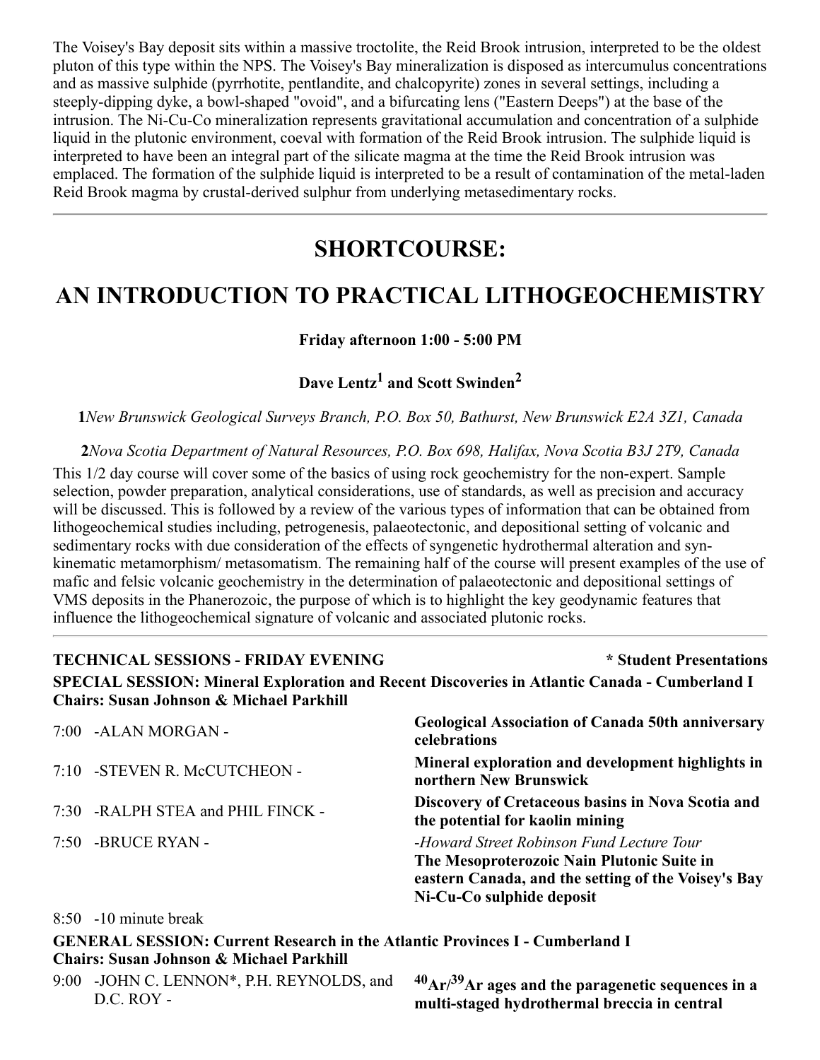The Voisey's Bay deposit sits within a massive troctolite, the Reid Brook intrusion, interpreted to be the oldest pluton of this type within the NPS. The Voisey's Bay mineralization is disposed as intercumulus concentrations and as massive sulphide (pyrrhotite, pentlandite, and chalcopyrite) zones in several settings, including a steeply-dipping dyke, a bowl-shaped "ovoid", and a bifurcating lens ("Eastern Deeps") at the base of the intrusion. The Ni-Cu-Co mineralization represents gravitational accumulation and concentration of a sulphide liquid in the plutonic environment, coeval with formation of the Reid Brook intrusion. The sulphide liquid is interpreted to have been an integral part of the silicate magma at the time the Reid Brook intrusion was emplaced. The formation of the sulphide liquid is interpreted to be a result of contamination of the metal-laden Reid Brook magma by crustal-derived sulphur from underlying metasedimentary rocks.

---

# SHORTCOURSE:

# AN INTRODUCTION TO PRACTICAL LITHOGEOCHEMISTRY

**Friday afternoon 1:00 - 5:00 PM**

**Dave Lentz[1] and Scott Swinden[2]**

**1***New Brunswick Geological Surveys Branch, P.O. Box 50, Bathurst, New Brunswick E2A 3Z1, Canada*

**2***Nova Scotia Department of Natural Resources, P.O. Box 698, Halifax, Nova Scotia B3J 2T9, Canada*

This 1/2 day course will cover some of the basics of using rock geochemistry for the non-expert. Sample selection, powder preparation, analytical considerations, use of standards, as well as precision and accuracy will be discussed. This is followed by a review of the various types of information that can be obtained from lithogeochemical studies including, petrogenesis, palaeotectonic, and depositional setting of volcanic and sedimentary rocks with due consideration of the effects of syngenetic hydrothermal alteration and syn-kinematic metamorphism/ metasomatism. The remaining half of the course will present examples of the use of mafic and felsic volcanic geochemistry in the determination of palaeotectonic and depositional settings of VMS deposits in the Phanerozoic, the purpose of which is to highlight the key geodynamic features that influence the lithogeochemical signature of volcanic and associated plutonic rocks.

---

**TECHNICAL SESSIONS - FRIDAY EVENING** **\* Student Presentations**

**SPECIAL SESSION: Mineral Exploration and Recent Discoveries in Atlantic Canada - Cumberland I**
**Chairs: Susan Johnson & Michael Parkhill**

| | |
|---|---|
| 7:00 -ALAN MORGAN - | **Geological Association of Canada 50th anniversary celebrations** |
| 7:10 -STEVEN R. McCUTCHEON - | **Mineral exploration and development highlights in northern New Brunswick** |
| 7:30 -RALPH STEA and PHIL FINCK - | **Discovery of Cretaceous basins in Nova Scotia and the potential for kaolin mining** |
| 7:50 -BRUCE RYAN - | *-Howard Street Robinson Fund Lecture Tour* **The Mesoproterozoic Nain Plutonic Suite in eastern Canada, and the setting of the Voisey's Bay Ni-Cu-Co sulphide deposit** |

8:50 -10 minute break

**GENERAL SESSION: Current Research in the Atlantic Provinces I - Cumberland I**
**Chairs: Susan Johnson & Michael Parkhill**

| | |
|---|---|
| 9:00 -JOHN C. LENNON*, P.H. REYNOLDS, and D.C. ROY - | **$^{40}Ar/^{39}Ar$ ages and the paragenetic sequences in a multi-staged hydrothermal breccia in central** |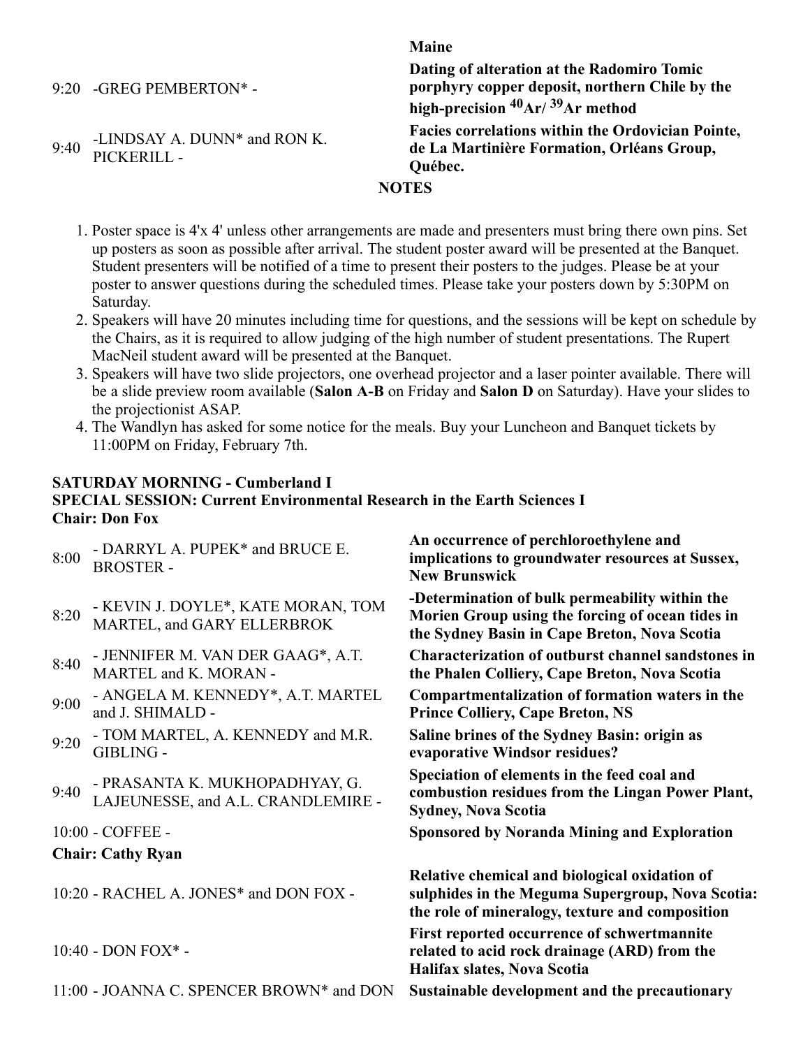| | | |
|---|---|---|
| | | **Maine** |
| 9:20 | -GREG PEMBERTON* - | **Dating of alteration at the Radomiro Tomic porphyry copper deposit, northern Chile by the high-precision $^{40}Ar/^{39}Ar$ method** |
| 9:40 | -LINDSAY A. DUNN* and RON K. PICKERILL - | **Facies correlations within the Ordovician Pointe, de La Martinière Formation, Orléans Group, Québec.** |

**NOTES**

1. Poster space is 4'x 4' unless other arrangements are made and presenters must bring there own pins. Set up posters as soon as possible after arrival. The student poster award will be presented at the Banquet. Student presenters will be notified of a time to present their posters to the judges. Please be at your poster to answer questions during the scheduled times. Please take your posters down by 5:30PM on Saturday.
2. Speakers will have 20 minutes including time for questions, and the sessions will be kept on schedule by the Chairs, as it is required to allow judging of the high number of student presentations. The Rupert MacNeil student award will be presented at the Banquet.
3. Speakers will have two slide projectors, one overhead projector and a laser pointer available. There will be a slide preview room available (**Salon A-B** on Friday and **Salon D** on Saturday). Have your slides to the projectionist ASAP.
4. The Wandlyn has asked for some notice for the meals. Buy your Luncheon and Banquet tickets by 11:00PM on Friday, February 7th.

**SATURDAY MORNING - Cumberland I**
**SPECIAL SESSION: Current Environmental Research in the Earth Sciences I**
**Chair: Don Fox**

| | | |
|---|---|---|
| 8:00 | - DARRYL A. PUPEK* and BRUCE E. BROSTER - | **An occurrence of perchloroethylene and implications to groundwater resources at Sussex, New Brunswick** |
| 8:20 | - KEVIN J. DOYLE*, KATE MORAN, TOM MARTEL, and GARY ELLERBROK | **-Determination of bulk permeability within the Morien Group using the forcing of ocean tides in the Sydney Basin in Cape Breton, Nova Scotia** |
| 8:40 | - JENNIFER M. VAN DER GAAG*, A.T. MARTEL and K. MORAN - | **Characterization of outburst channel sandstones in the Phalen Colliery, Cape Breton, Nova Scotia** |
| 9:00 | - ANGELA M. KENNEDY*, A.T. MARTEL and J. SHIMALD - | **Compartmentalization of formation waters in the Prince Colliery, Cape Breton, NS** |
| 9:20 | - TOM MARTEL, A. KENNEDY and M.R. GIBLING - | **Saline brines of the Sydney Basin: origin as evaporative Windsor residues?** |
| 9:40 | - PRASANTA K. MUKHOPADHYAY, G. LAJEUNESSE, and A.L. CRANDLEMIRE - | **Speciation of elements in the feed coal and combustion residues from the Lingan Power Plant, Sydney, Nova Scotia** |
| 10:00 | - COFFEE - | **Sponsored by Noranda Mining and Exploration** |

**Chair: Cathy Ryan**

| | | |
|---|---|---|
| 10:20 | - RACHEL A. JONES* and DON FOX - | **Relative chemical and biological oxidation of sulphides in the Meguma Supergroup, Nova Scotia: the role of mineralogy, texture and composition** |
| 10:40 | - DON FOX* - | **First reported occurrence of schwertmannite related to acid rock drainage (ARD) from the Halifax slates, Nova Scotia** |
| 11:00 | - JOANNA C. SPENCER BROWN* and DON | **Sustainable development and the precautionary** |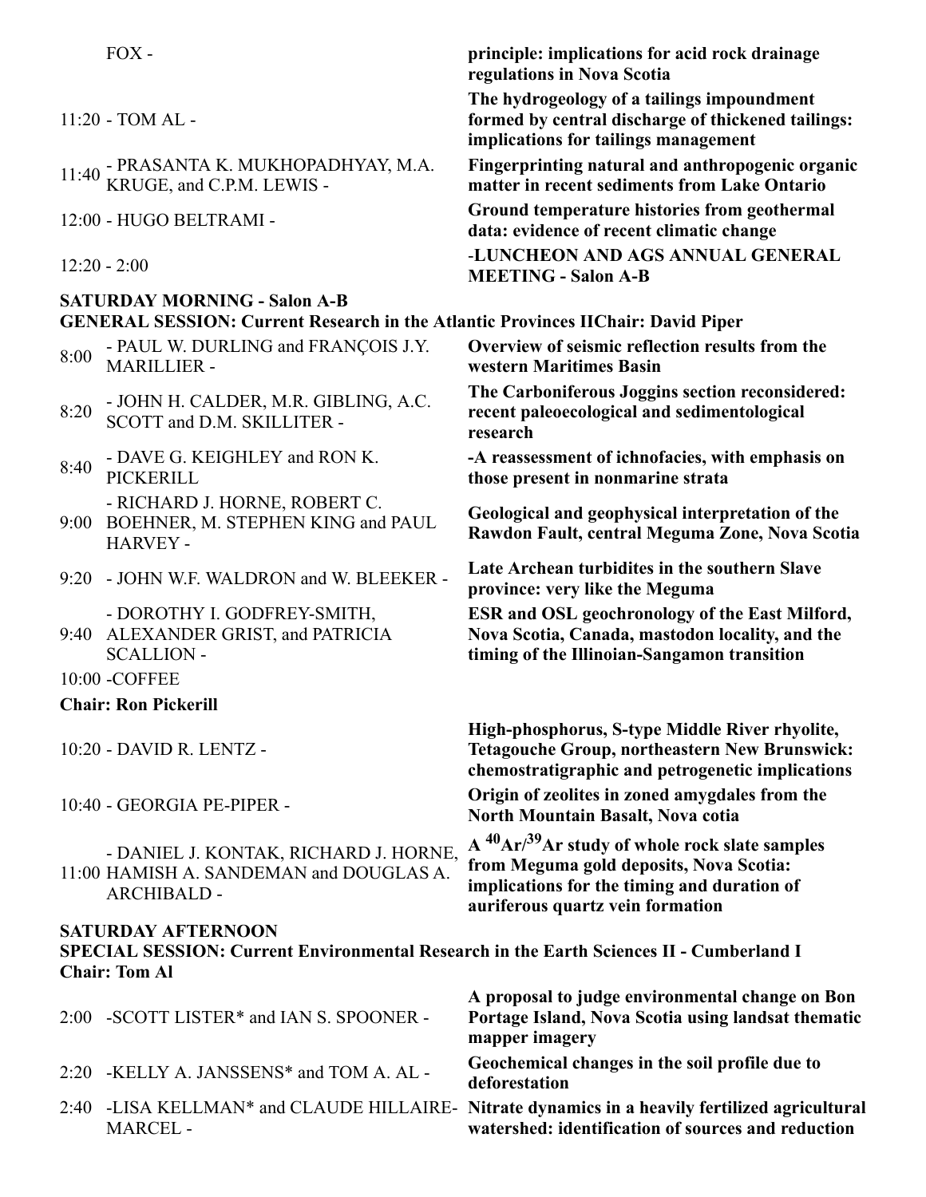| | |
|---|---|
| FOX - | **principle: implications for acid rock drainage regulations in Nova Scotia** |
| 11:20 - TOM AL - | **The hydrogeology of a tailings impoundment formed by central discharge of thickened tailings: implications for tailings management** |
| 11:40 - PRASANTA K. MUKHOPADHYAY, M.A. KRUGE, and C.P.M. LEWIS - | **Fingerprinting natural and anthropogenic organic matter in recent sediments from Lake Ontario** |
| 12:00 - HUGO BELTRAMI - | **Ground temperature histories from geothermal data: evidence of recent climatic change** |
| 12:20 - 2:00 | **-LUNCHEON AND AGS ANNUAL GENERAL MEETING - Salon A-B** |

**SATURDAY MORNING - Salon A-B**
**GENERAL SESSION: Current Research in the Atlantic Provinces IIChair: David Piper**

| | | |
|---|---|---|
| 8:00 | - PAUL W. DURLING and FRANÇOIS J.Y. MARILLIER - | **Overview of seismic reflection results from the western Maritimes Basin** |
| 8:20 | - JOHN H. CALDER, M.R. GIBLING, A.C. SCOTT and D.M. SKILLITER - | **The Carboniferous Joggins section reconsidered: recent paleoecological and sedimentological research** |
| 8:40 | - DAVE G. KEIGHLEY and RON K. PICKERILL | **-A reassessment of ichnofacies, with emphasis on those present in nonmarine strata** |
| 9:00 | - RICHARD J. HORNE, ROBERT C. BOEHNER, M. STEPHEN KING and PAUL HARVEY - | **Geological and geophysical interpretation of the Rawdon Fault, central Meguma Zone, Nova Scotia** |
| 9:20 | - JOHN W.F. WALDRON and W. BLEEKER - | **Late Archean turbidites in the southern Slave province: very like the Meguma** |
| 9:40 | - DOROTHY I. GODFREY-SMITH, ALEXANDER GRIST, and PATRICIA SCALLION - | **ESR and OSL geochronology of the East Milford, Nova Scotia, Canada, mastodon locality, and the timing of the Illinoian-Sangamon transition** |
| 10:00 | -COFFEE | |

**Chair: Ron Pickerill**

| | |
|---|---|
| 10:20 - DAVID R. LENTZ - | **High-phosphorus, S-type Middle River rhyolite, Tetagouche Group, northeastern New Brunswick: chemostratigraphic and petrogenetic implications** |
| 10:40 - GEORGIA PE-PIPER - | **Origin of zeolites in zoned amygdales from the North Mountain Basalt, Nova cotia** |
| 11:00 - DANIEL J. KONTAK, RICHARD J. HORNE, HAMISH A. SANDEMAN and DOUGLAS A. ARCHIBALD - | **A $^{40}Ar/^{39}Ar$ study of whole rock slate samples from Meguma gold deposits, Nova Scotia: implications for the timing and duration of auriferous quartz vein formation** |

**SATURDAY AFTERNOON**
**SPECIAL SESSION: Current Environmental Research in the Earth Sciences II - Cumberland I**
**Chair: Tom Al**

| | | |
|---|---|---|
| 2:00 | -SCOTT LISTER* and IAN S. SPOONER - | **A proposal to judge environmental change on Bon Portage Island, Nova Scotia using landsat thematic mapper imagery** |
| 2:20 | -KELLY A. JANSSENS* and TOM A. AL - | **Geochemical changes in the soil profile due to deforestation** |
| 2:40 | -LISA KELLMAN* and CLAUDE HILLAIRE-MARCEL - | **Nitrate dynamics in a heavily fertilized agricultural watershed: identification of sources and reduction** |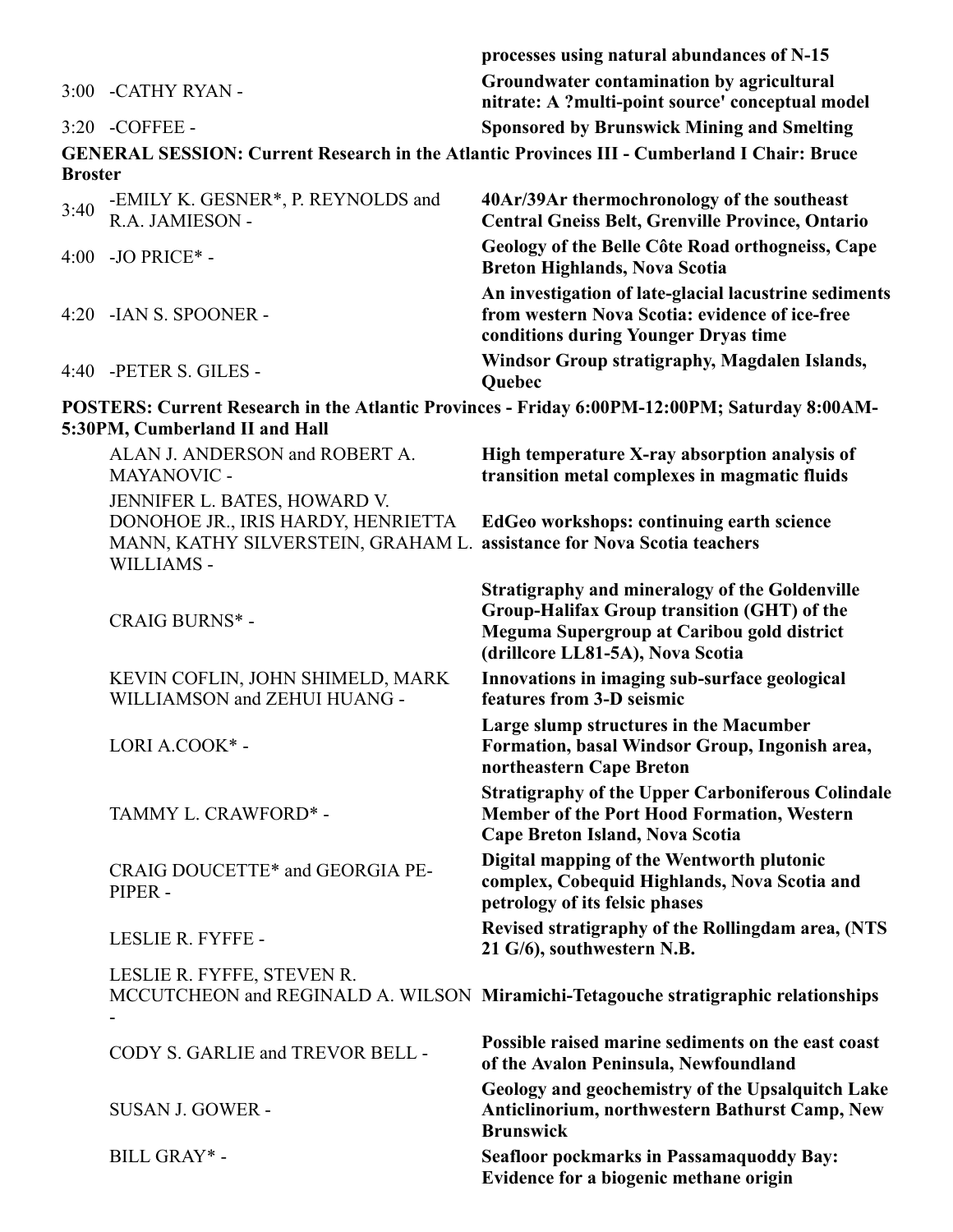| | | |
|---|---|---|
| | | **processes using natural abundances of N-15** |
| 3:00 | -CATHY RYAN - | **Groundwater contamination by agricultural nitrate: A ?multi-point source' conceptual model** |
| 3:20 | -COFFEE - | **Sponsored by Brunswick Mining and Smelting** |

**GENERAL SESSION: Current Research in the Atlantic Provinces III - Cumberland I Chair: Bruce Broster**

| | | |
|---|---|---|
| 3:40 | -EMILY K. GESNER*, P. REYNOLDS and R.A. JAMIESON - | **40Ar/39Ar thermochronology of the southeast Central Gneiss Belt, Grenville Province, Ontario** |
| 4:00 | -JO PRICE* - | **Geology of the Belle Côte Road orthogneiss, Cape Breton Highlands, Nova Scotia** |
| 4:20 | -IAN S. SPOONER - | **An investigation of late-glacial lacustrine sediments from western Nova Scotia: evidence of ice-free conditions during Younger Dryas time** |
| 4:40 | -PETER S. GILES - | **Windsor Group stratigraphy, Magdalen Islands, Quebec** |

**POSTERS: Current Research in the Atlantic Provinces - Friday 6:00PM-12:00PM; Saturday 8:00AM-5:30PM, Cumberland II and Hall**

| | |
|---|---|
| ALAN J. ANDERSON and ROBERT A. MAYANOVIC - | **High temperature X-ray absorption analysis of transition metal complexes in magmatic fluids** |
| JENNIFER L. BATES, HOWARD V. DONOHOE JR., IRIS HARDY, HENRIETTA MANN, KATHY SILVERSTEIN, GRAHAM L. WILLIAMS - | **EdGeo workshops: continuing earth science assistance for Nova Scotia teachers** |
| CRAIG BURNS* - | **Stratigraphy and mineralogy of the Goldenville Group-Halifax Group transition (GHT) of the Meguma Supergroup at Caribou gold district (drillcore LL81-5A), Nova Scotia** |
| KEVIN COFLIN, JOHN SHIMELD, MARK WILLIAMSON and ZEHUI HUANG - | **Innovations in imaging sub-surface geological features from 3-D seismic** |
| LORI A.COOK* - | **Large slump structures in the Macumber Formation, basal Windsor Group, Ingonish area, northeastern Cape Breton** |
| TAMMY L. CRAWFORD* - | **Stratigraphy of the Upper Carboniferous Colindale Member of the Port Hood Formation, Western Cape Breton Island, Nova Scotia** |
| CRAIG DOUCETTE* and GEORGIA PE-PIPER - | **Digital mapping of the Wentworth plutonic complex, Cobequid Highlands, Nova Scotia and petrology of its felsic phases** |
| LESLIE R. FYFFE - | **Revised stratigraphy of the Rollingdam area, (NTS 21 G/6), southwestern N.B.** |
| LESLIE R. FYFFE, STEVEN R. MCCUTCHEON and REGINALD A. WILSON - | **Miramichi-Tetagouche stratigraphic relationships** |
| CODY S. GARLIE and TREVOR BELL - | **Possible raised marine sediments on the east coast of the Avalon Peninsula, Newfoundland** |
| SUSAN J. GOWER - | **Geology and geochemistry of the Upsalquitch Lake Anticlinorium, northwestern Bathurst Camp, New Brunswick** |
| BILL GRAY* - | **Seafloor pockmarks in Passamaquoddy Bay: Evidence for a biogenic methane origin** |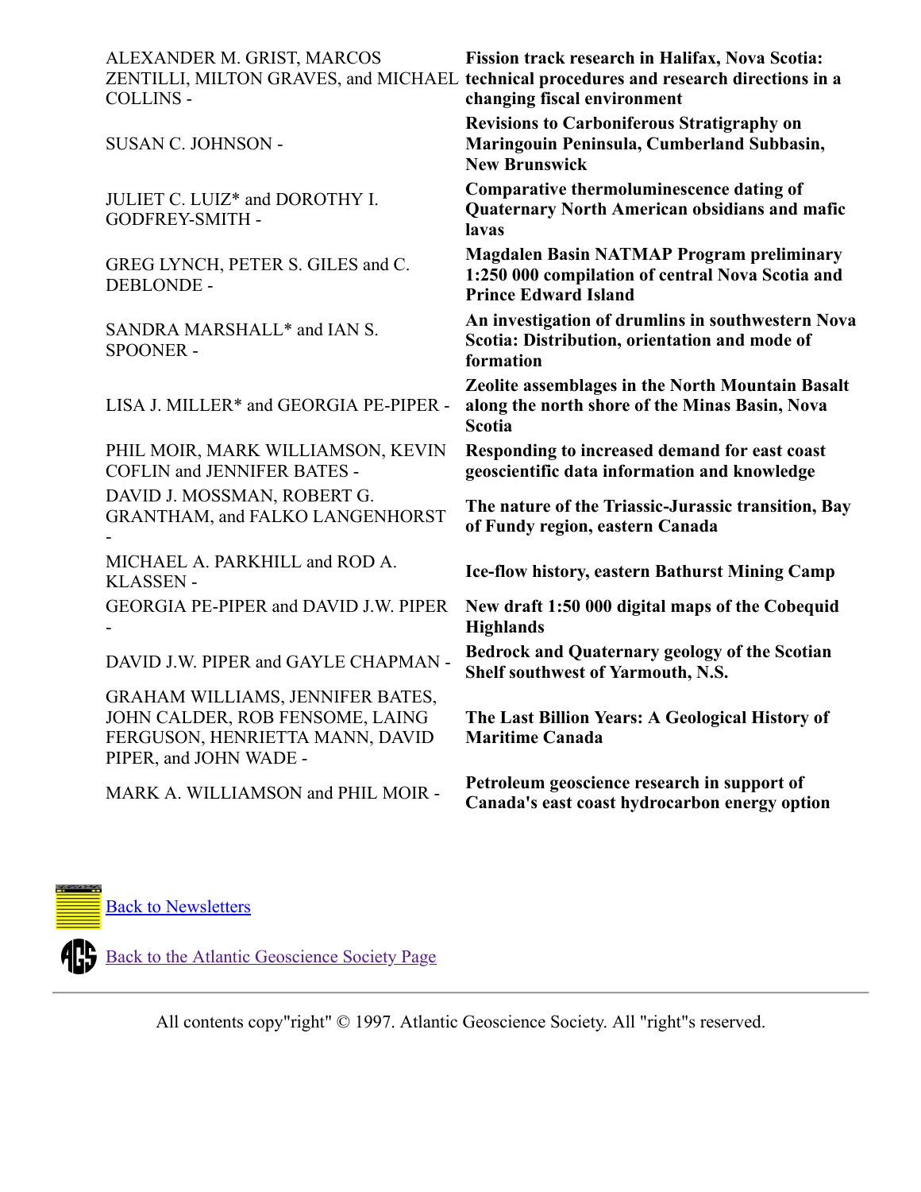| | |
|---|---|
| ALEXANDER M. GRIST, MARCOS ZENTILLI, MILTON GRAVES, and MICHAEL COLLINS - | **Fission track research in Halifax, Nova Scotia: technical procedures and research directions in a changing fiscal environment** |
| SUSAN C. JOHNSON - | **Revisions to Carboniferous Stratigraphy on Maringouin Peninsula, Cumberland Subbasin, New Brunswick** |
| JULIET C. LUIZ* and DOROTHY I. GODFREY-SMITH - | **Comparative thermoluminescence dating of Quaternary North American obsidians and mafic lavas** |
| GREG LYNCH, PETER S. GILES and C. DEBLONDE - | **Magdalen Basin NATMAP Program preliminary 1:250 000 compilation of central Nova Scotia and Prince Edward Island** |
| SANDRA MARSHALL* and IAN S. SPOONER - | **An investigation of drumlins in southwestern Nova Scotia: Distribution, orientation and mode of formation** |
| LISA J. MILLER* and GEORGIA PE-PIPER - | **Zeolite assemblages in the North Mountain Basalt along the north shore of the Minas Basin, Nova Scotia** |
| PHIL MOIR, MARK WILLIAMSON, KEVIN COFLIN and JENNIFER BATES - | **Responding to increased demand for east coast geoscientific data information and knowledge** |
| DAVID J. MOSSMAN, ROBERT G. GRANTHAM, and FALKO LANGENHORST - | **The nature of the Triassic-Jurassic transition, Bay of Fundy region, eastern Canada** |
| MICHAEL A. PARKHILL and ROD A. KLASSEN - | **Ice-flow history, eastern Bathurst Mining Camp** |
| GEORGIA PE-PIPER and DAVID J.W. PIPER - | **New draft 1:50 000 digital maps of the Cobequid Highlands** |
| DAVID J.W. PIPER and GAYLE CHAPMAN - | **Bedrock and Quaternary geology of the Scotian Shelf southwest of Yarmouth, N.S.** |
| GRAHAM WILLIAMS, JENNIFER BATES, JOHN CALDER, ROB FENSOME, LAING FERGUSON, HENRIETTA MANN, DAVID PIPER, and JOHN WADE - | **The Last Billion Years: A Geological History of Maritime Canada** |
| MARK A. WILLIAMSON and PHIL MOIR - | **Petroleum geoscience research in support of Canada's east coast hydrocarbon energy option** |

Back to Newsletters

Back to the Atlantic Geoscience Society Page

---

All contents copy"right" © 1997. Atlantic Geoscience Society. All "right"s reserved.